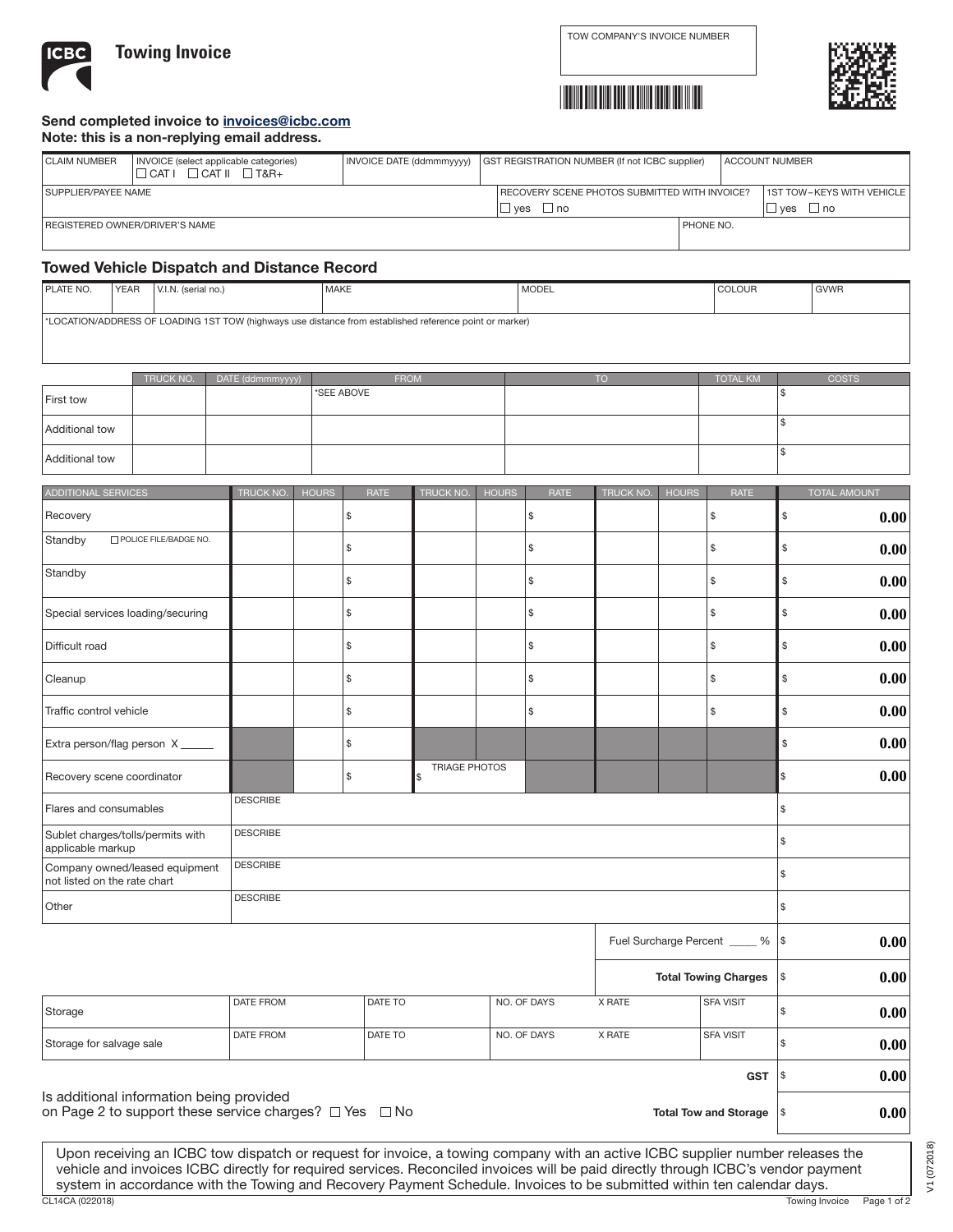# Towing Invoice

TOW COMPANY'S INVOICE NUMBER

**Send completed invoice to invoices@icbc.com**
**Note: this is a non-replying email address.**

| CLAIM NUMBER | INVOICE (select applicable categories) ☐ CAT I ☐ CAT II ☐ T&R+ | INVOICE DATE (ddmmmyyyy) | GST REGISTRATION NUMBER (If not ICBC supplier) | ACCOUNT NUMBER |
|---|---|---|---|---|
| | | | | |

| SUPPLIER/PAYEE NAME | RECOVERY SCENE PHOTOS SUBMITTED WITH INVOICE? ☐ yes ☐ no | 1ST TOW–KEYS WITH VEHICLE ☐ yes ☐ no |
|---|---|---|
| | | |

| REGISTERED OWNER/DRIVER'S NAME | PHONE NO. |
|---|---|
| | |

## Towed Vehicle Dispatch and Distance Record

| PLATE NO. | YEAR | V.I.N. (serial no.) | MAKE | MODEL | COLOUR | GVWR |
|---|---|---|---|---|---|---|
| | | | | | | |

*LOCATION/ADDRESS OF LOADING 1ST TOW (highways use distance from established reference point or marker)

| | TRUCK NO. | DATE (ddmmmyyyy) | FROM | TO | TOTAL KM | COSTS |
|---|---|---|---|---|---|---|
| First tow | | | *SEE ABOVE | | | $ |
| Additional tow | | | | | | $ |
| Additional tow | | | | | | $ |

| ADDITIONAL SERVICES | TRUCK NO. | HOURS | RATE | TRUCK NO. | HOURS | RATE | TRUCK NO. | HOURS | RATE | TOTAL AMOUNT |
|---|---|---|---|---|---|---|---|---|---|---|
| Recovery | | | $ | | | $ | | | $ | $ 0.00 |
| Standby ☐ POLICE FILE/BADGE NO. | | | $ | | | $ | | | $ | $ 0.00 |
| Standby | | | $ | | | $ | | | $ | $ 0.00 |
| Special services loading/securing | | | $ | | | $ | | | $ | $ 0.00 |
| Difficult road | | | $ | | | $ | | | $ | $ 0.00 |
| Cleanup | | | $ | | | $ | | | $ | $ 0.00 |
| Traffic control vehicle | | | $ | | | $ | | | $ | $ 0.00 |
| Extra person/flag person X ______ | | | $ | | | | | | | $ 0.00 |
| Recovery scene coordinator | | | $ | TRIAGE PHOTOS $ | | | | | | $ 0.00 |
| Flares and consumables | DESCRIBE | | | | | | | | | $ |
| Sublet charges/tolls/permits with applicable markup | DESCRIBE | | | | | | | | | $ |
| Company owned/leased equipment not listed on the rate chart | DESCRIBE | | | | | | | | | $ |
| Other | DESCRIBE | | | | | | | | | $ |
| | | | | | | | Fuel Surcharge Percent _____ % | | | $ 0.00 |
| | | | | | | | **Total Towing Charges** | | | $ 0.00 |

| | DATE FROM | DATE TO | NO. OF DAYS | X RATE | SFA VISIT | |
|---|---|---|---|---|---|---|
| Storage | | | | | | $ 0.00 |
| Storage for salvage sale | | | | | | $ 0.00 |
| | | | | | **GST** | $ 0.00 |
| | | | | | **Total Tow and Storage** | $ 0.00 |

Is additional information being provided on Page 2 to support these service charges? ☐ Yes ☐ No

Upon receiving an ICBC tow dispatch or request for invoice, a towing company with an active ICBC supplier number releases the vehicle and invoices ICBC directly for required services. Reconciled invoices will be paid directly through ICBC's vendor payment system in accordance with the Towing and Recovery Payment Schedule. Invoices to be submitted within ten calendar days.

CL14CA (022018)

V1 (072018)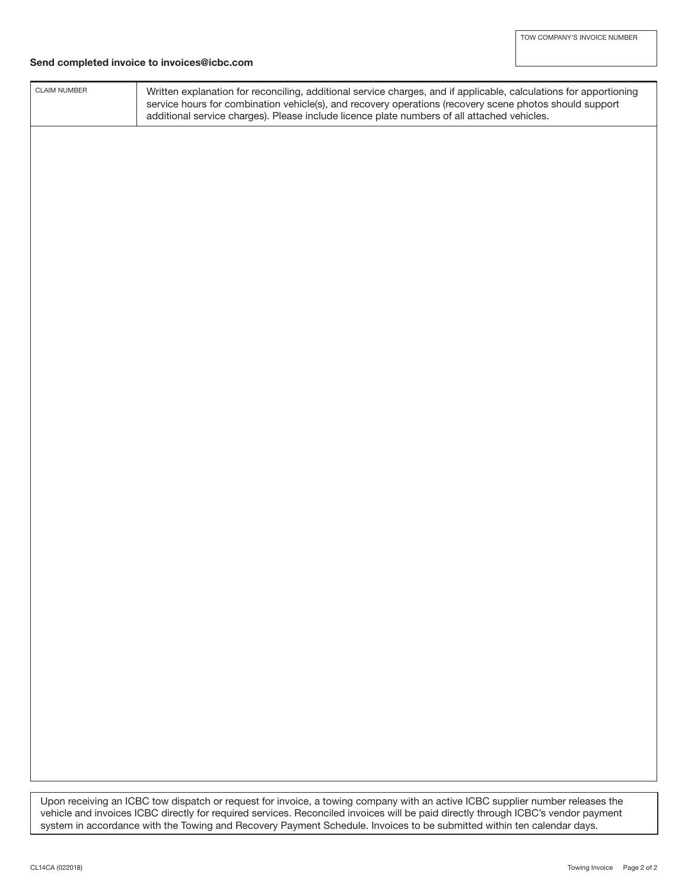| TOW COMPANY'S INVOICE NUMBER |
| --- |
| |

**Send completed invoice to invoices@icbc.com**

| CLAIM NUMBER | Written explanation for reconciling, additional service charges, and if applicable, calculations for apportioning service hours for combination vehicle(s), and recovery operations (recovery scene photos should support additional service charges). Please include licence plate numbers of all attached vehicles. |
| --- | --- |
| | |

Upon receiving an ICBC tow dispatch or request for invoice, a towing company with an active ICBC supplier number releases the vehicle and invoices ICBC directly for required services. Reconciled invoices will be paid directly through ICBC's vendor payment system in accordance with the Towing and Recovery Payment Schedule. Invoices to be submitted within ten calendar days.

CL14CA (022018)